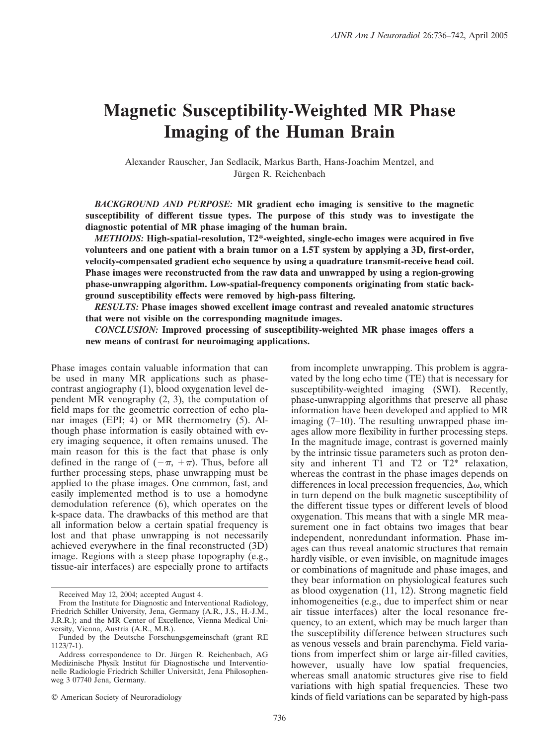# Magnetic Susceptibility-Weighted MR Phase Imaging of the Human Brain

Alexander Rauscher, Jan Sedlacik, Markus Barth, Hans-Joachim Mentzel, and Jürgen R. Reichenbach

***BACKGROUND AND PURPOSE:*** **MR gradient echo imaging is sensitive to the magnetic susceptibility of different tissue types. The purpose of this study was to investigate the diagnostic potential of MR phase imaging of the human brain.**

***METHODS:*** **High-spatial-resolution, T2\*-weighted, single-echo images were acquired in five volunteers and one patient with a brain tumor on a 1.5T system by applying a 3D, first-order, velocity-compensated gradient echo sequence by using a quadrature transmit-receive head coil. Phase images were reconstructed from the raw data and unwrapped by using a region-growing phase-unwrapping algorithm. Low-spatial-frequency components originating from static background susceptibility effects were removed by high-pass filtering.**

***RESULTS:*** **Phase images showed excellent image contrast and revealed anatomic structures that were not visible on the corresponding magnitude images.**

***CONCLUSION:*** **Improved processing of susceptibility-weighted MR phase images offers a new means of contrast for neuroimaging applications.**

Phase images contain valuable information that can be used in many MR applications such as phase-contrast angiography (1), blood oxygenation level dependent MR venography (2, 3), the computation of field maps for the geometric correction of echo planar images (EPI; 4) or MR thermometry (5). Although phase information is easily obtained with every imaging sequence, it often remains unused. The main reason for this is the fact that phase is only defined in the range of $(-\pi, +\pi)$. Thus, before all further processing steps, phase unwrapping must be applied to the phase images. One common, fast, and easily implemented method is to use a homodyne demodulation reference (6), which operates on the k-space data. The drawbacks of this method are that all information below a certain spatial frequency is lost and that phase unwrapping is not necessarily achieved everywhere in the final reconstructed (3D) image. Regions with a steep phase topography (e.g., tissue-air interfaces) are especially prone to artifacts from incomplete unwrapping. This problem is aggravated by the long echo time (TE) that is necessary for susceptibility-weighted imaging (SWI). Recently, phase-unwrapping algorithms that preserve all phase information have been developed and applied to MR imaging (7–10). The resulting unwrapped phase images allow more flexibility in further processing steps. In the magnitude image, contrast is governed mainly by the intrinsic tissue parameters such as proton density and inherent T1 and T2 or T2\* relaxation, whereas the contrast in the phase images depends on differences in local precession frequencies, $\Delta\omega$, which in turn depend on the bulk magnetic susceptibility of the different tissue types or different levels of blood oxygenation. This means that with a single MR measurement one in fact obtains two images that bear independent, nonredundant information. Phase images can thus reveal anatomic structures that remain hardly visible, or even invisible, on magnitude images or combinations of magnitude and phase images, and they bear information on physiological features such as blood oxygenation (11, 12). Strong magnetic field inhomogeneities (e.g., due to imperfect shim or near air tissue interfaces) alter the local resonance frequency, to an extent, which may be much larger than the susceptibility difference between structures such as venous vessels and brain parenchyma. Field variations from imperfect shim or large air-filled cavities, however, usually have low spatial frequencies, whereas small anatomic structures give rise to field variations with high spatial frequencies. These two kinds of field variations can be separated by high-pass

Received May 12, 2004; accepted August 4.

From the Institute for Diagnostic and Interventional Radiology, Friedrich Schiller University, Jena, Germany (A.R., J.S., H.-J.M., J.R.R.); and the MR Center of Excellence, Vienna Medical University, Vienna, Austria (A.R., M.B.).

Funded by the Deutsche Forschungsgemeinschaft (grant RE 1123/7-1).

Address correspondence to Dr. Jürgen R. Reichenbach, AG Medizinische Physik Institut für Diagnostische und Interventionelle Radiologie Friedrich Schiller Universität, Jena Philosophenweg 3 07740 Jena, Germany.

© American Society of Neuroradiology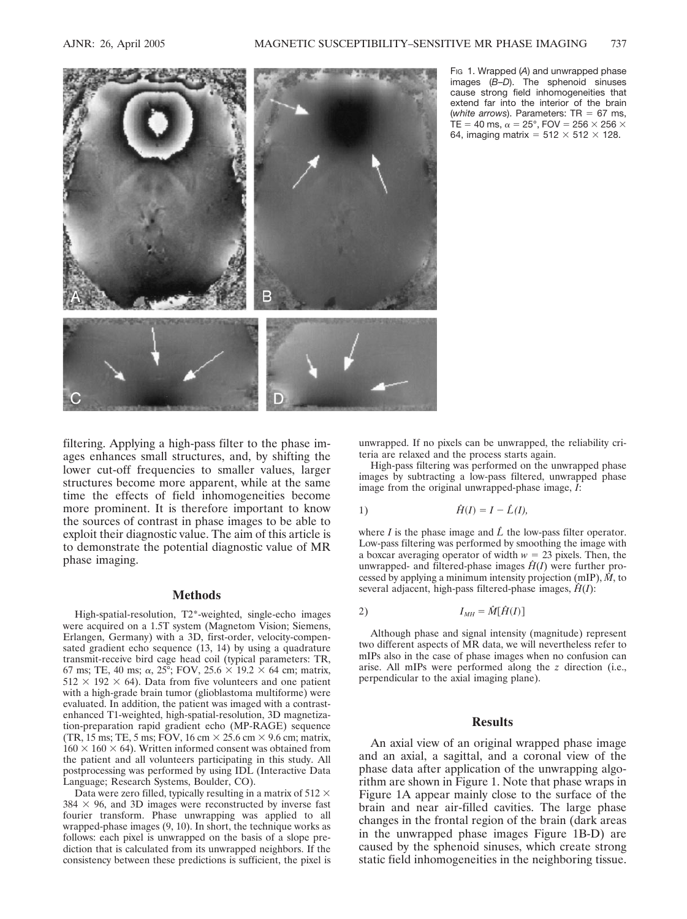FIG 1. Wrapped (*A*) and unwrapped phase images (*B–D*). The sphenoid sinuses cause strong field inhomogeneities that extend far into the interior of the brain (*white arrows*). Parameters: TR = 67 ms, TE = 40 ms, $\alpha = 25°$, FOV = 256 × 256 × 64, imaging matrix = 512 × 512 × 128.

filtering. Applying a high-pass filter to the phase images enhances small structures, and, by shifting the lower cut-off frequencies to smaller values, larger structures become more apparent, while at the same time the effects of field inhomogeneities become more prominent. It is therefore important to know the sources of contrast in phase images to be able to exploit their diagnostic value. The aim of this article is to demonstrate the potential diagnostic value of MR phase imaging.

## Methods

High-spatial-resolution, T2*-weighted, single-echo images were acquired on a 1.5T system (Magnetom Vision; Siemens, Erlangen, Germany) with a 3D, first-order, velocity-compensated gradient echo sequence (13, 14) by using a quadrature transmit-receive bird cage head coil (typical parameters: TR, 67 ms; TE, 40 ms; $\alpha$, 25°; FOV, 25.6 × 19.2 × 64 cm; matrix, 512 × 192 × 64). Data from five volunteers and one patient with a high-grade brain tumor (glioblastoma multiforme) were evaluated. In addition, the patient was imaged with a contrast-enhanced T1-weighted, high-spatial-resolution, 3D magnetization-preparation rapid gradient echo (MP-RAGE) sequence (TR, 15 ms; TE, 5 ms; FOV, 16 cm × 25.6 cm × 9.6 cm; matrix, 160 × 160 × 64). Written informed consent was obtained from the patient and all volunteers participating in this study. All postprocessing was performed by using IDL (Interactive Data Language; Research Systems, Boulder, CO).

Data were zero filled, typically resulting in a matrix of 512 × 384 × 96, and 3D images were reconstructed by inverse fast fourier transform. Phase unwrapping was applied to all wrapped-phase images (9, 10). In short, the technique works as follows: each pixel is unwrapped on the basis of a slope prediction that is calculated from its unwrapped neighbors. If the consistency between these predictions is sufficient, the pixel is unwrapped. If no pixels can be unwrapped, the reliability criteria are relaxed and the process starts again.

High-pass filtering was performed on the unwrapped phase images by subtracting a low-pass filtered, unwrapped phase image from the original unwrapped-phase image, *I*:

$$\hat{H}(I) = I - \hat{L}(I), \tag{1}$$

where *I* is the phase image and $\hat{L}$ the low-pass filter operator. Low-pass filtering was performed by smoothing the image with a boxcar averaging operator of width $w = 23$ pixels. Then, the unwrapped- and filtered-phase images $\hat{H}(I)$ were further processed by applying a minimum intensity projection (mIP), $\hat{M}$, to several adjacent, high-pass filtered-phase images, $\hat{H}(I)$:

$$I_{MH} = \hat{M}[\hat{H}(I)] \tag{2}$$

Although phase and signal intensity (magnitude) represent two different aspects of MR data, we will nevertheless refer to mIPs also in the case of phase images when no confusion can arise. All mIPs were performed along the *z* direction (i.e., perpendicular to the axial imaging plane).

## Results

An axial view of an original wrapped phase image and an axial, a sagittal, and a coronal view of the phase data after application of the unwrapping algorithm are shown in Figure 1. Note that phase wraps in Figure 1A appear mainly close to the surface of the brain and near air-filled cavities. The large phase changes in the frontal region of the brain (dark areas in the unwrapped phase images Figure 1B-D) are caused by the sphenoid sinuses, which create strong static field inhomogeneities in the neighboring tissue.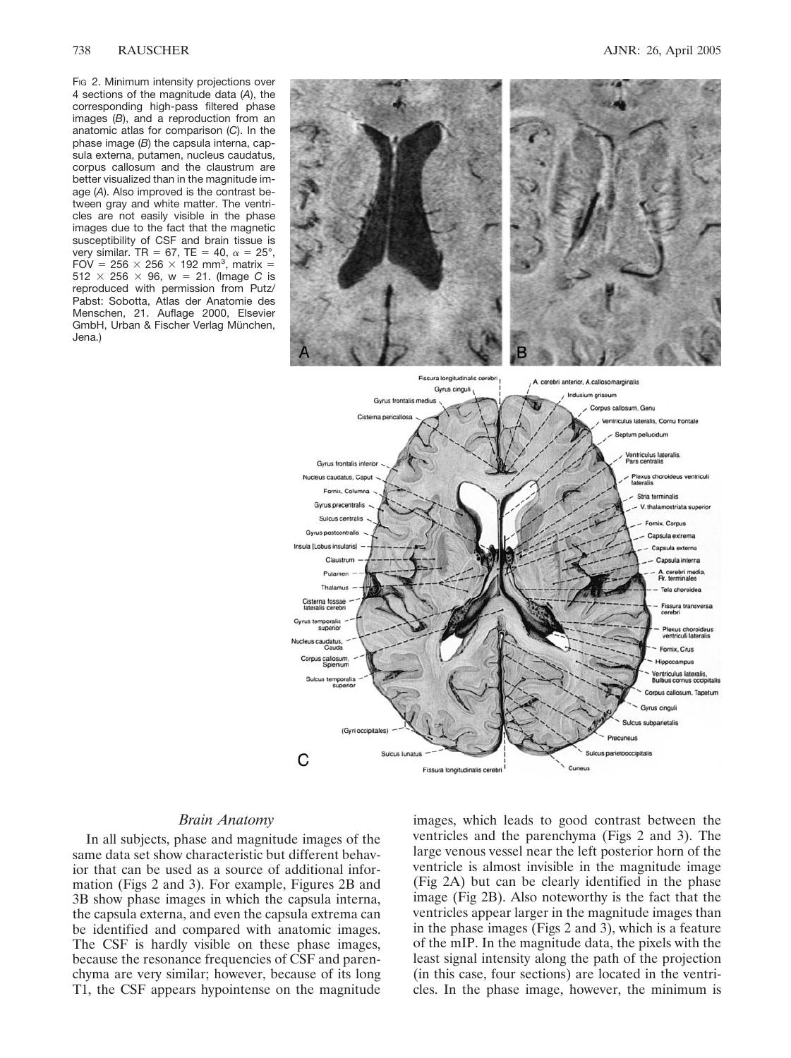Fig 2. Minimum intensity projections over 4 sections of the magnitude data (*A*), the corresponding high-pass filtered phase images (*B*), and a reproduction from an anatomic atlas for comparison (*C*). In the phase image (*B*) the capsula interna, capsula externa, putamen, nucleus caudatus, corpus callosum and the claustrum are better visualized than in the magnitude image (*A*). Also improved is the contrast between gray and white matter. The ventricles are not easily visible in the phase images due to the fact that the magnetic susceptibility of CSF and brain tissue is very similar. TR = 67, TE = 40, $\alpha$ = 25°, FOV = 256 × 256 × 192 mm$^3$, matrix = 512 × 256 × 96, w = 21. (Image *C* is reproduced with permission from Putz/Pabst: Sobotta, Atlas der Anatomie des Menschen, 21. Auflage 2000, Elsevier GmbH, Urban & Fischer Verlag München, Jena.)

### *Brain Anatomy*

In all subjects, phase and magnitude images of the same data set show characteristic but different behavior that can be used as a source of additional information (Figs 2 and 3). For example, Figures 2B and 3B show phase images in which the capsula interna, the capsula externa, and even the capsula extrema can be identified and compared with anatomic images. The CSF is hardly visible on these phase images, because the resonance frequencies of CSF and parenchyma are very similar; however, because of its long T1, the CSF appears hypointense on the magnitude images, which leads to good contrast between the ventricles and the parenchyma (Figs 2 and 3). The large venous vessel near the left posterior horn of the ventricle is almost invisible in the magnitude image (Fig 2A) but can be clearly identified in the phase image (Fig 2B). Also noteworthy is the fact that the ventricles appear larger in the magnitude images than in the phase images (Figs 2 and 3), which is a feature of the mIP. In the magnitude data, the pixels with the least signal intensity along the path of the projection (in this case, four sections) are located in the ventricles. In the phase image, however, the minimum is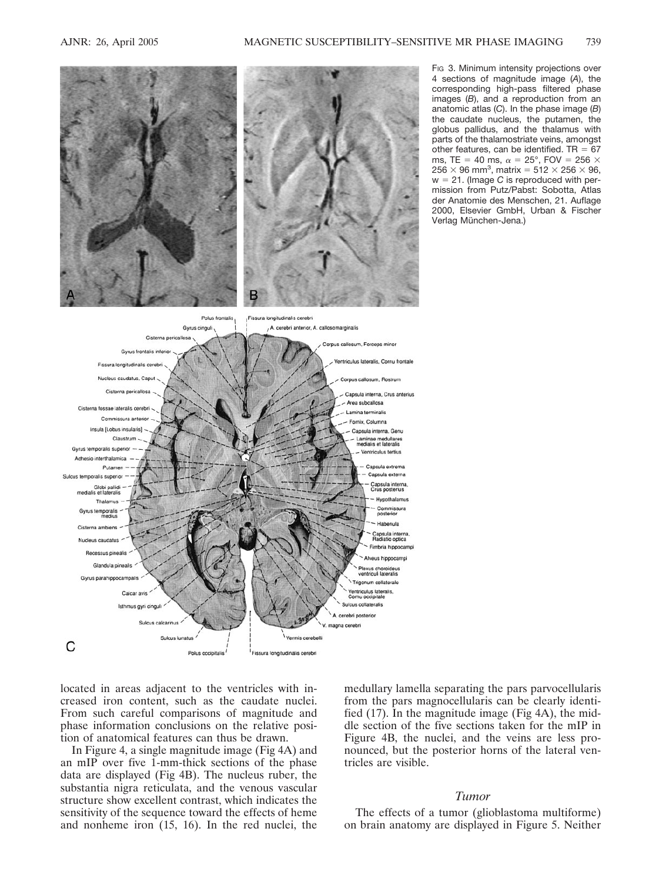FIG 3. Minimum intensity projections over 4 sections of magnitude image (*A*), the corresponding high-pass filtered phase images (*B*), and a reproduction from an anatomic atlas (*C*). In the phase image (*B*) the caudate nucleus, the putamen, the globus pallidus, and the thalamus with parts of the thalamostriate veins, amongst other features, can be identified. TR = 67 ms, TE = 40 ms, $\alpha = 25°$, FOV = $256 \times 256 \times 96$ mm$^3$, matrix = $512 \times 256 \times 96$, w = 21. (Image *C* is reproduced with permission from Putz/Pabst: Sobotta, Atlas der Anatomie des Menschen, 21. Auflage 2000, Elsevier GmbH, Urban & Fischer Verlag München-Jena.)

located in areas adjacent to the ventricles with increased iron content, such as the caudate nuclei. From such careful comparisons of magnitude and phase information conclusions on the relative position of anatomical features can thus be drawn.

In Figure 4, a single magnitude image (Fig 4A) and an mIP over five 1-mm-thick sections of the phase data are displayed (Fig 4B). The nucleus ruber, the substantia nigra reticulata, and the venous vascular structure show excellent contrast, which indicates the sensitivity of the sequence toward the effects of heme and nonheme iron (15, 16). In the red nuclei, the medullary lamella separating the pars parvocellularis from the pars magnocellularis can be clearly identified (17). In the magnitude image (Fig 4A), the middle section of the five sections taken for the mIP in Figure 4B, the nuclei, and the veins are less pronounced, but the posterior horns of the lateral ventricles are visible.

### Tumor

The effects of a tumor (glioblastoma multiforme) on brain anatomy are displayed in Figure 5. Neither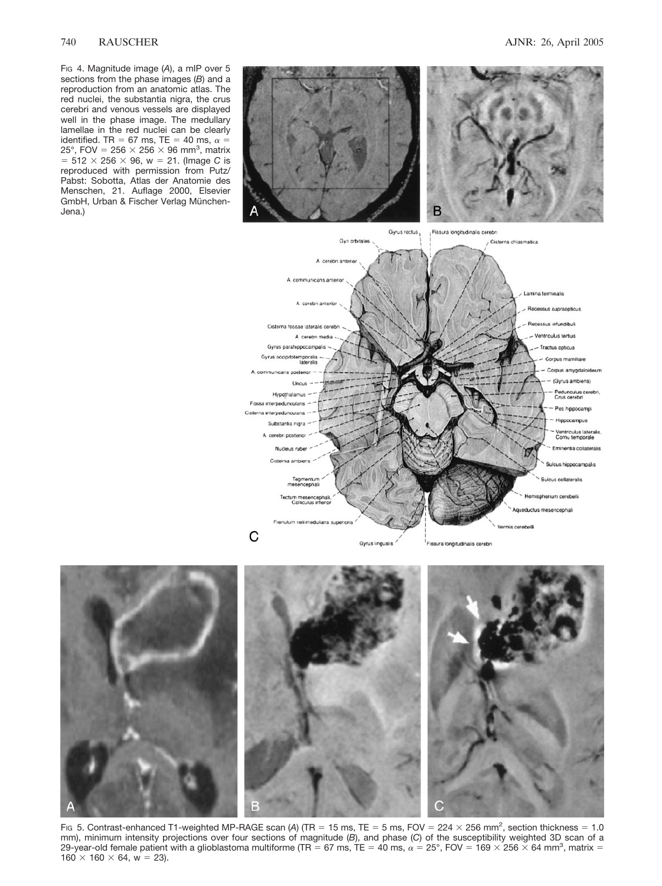Fig 4. Magnitude image (*A*), a mIP over 5 sections from the phase images (*B*) and a reproduction from an anatomic atlas. The red nuclei, the substantia nigra, the crus cerebri and venous vessels are displayed well in the phase image. The medullary lamellae in the red nuclei can be clearly identified. TR = 67 ms, TE = 40 ms, $\alpha$ = 25°, FOV = 256 × 256 × 96 mm$^3$, matrix = 512 × 256 × 96, w = 21. (Image *C* is reproduced with permission from Putz/Pabst: Sobotta, Atlas der Anatomie des Menschen, 21. Auflage 2000, Elsevier GmbH, Urban & Fischer Verlag München-Jena.)

Fig 5. Contrast-enhanced T1-weighted MP-RAGE scan (*A*) (TR = 15 ms, TE = 5 ms, FOV = 224 × 256 mm$^2$, section thickness = 1.0 mm), minimum intensity projections over four sections of magnitude (*B*), and phase (*C*) of the susceptibility weighted 3D scan of a 29-year-old female patient with a glioblastoma multiforme (TR = 67 ms, TE = 40 ms, $\alpha$ = 25°, FOV = 169 × 256 × 64 mm$^3$, matrix = 160 × 160 × 64, w = 23).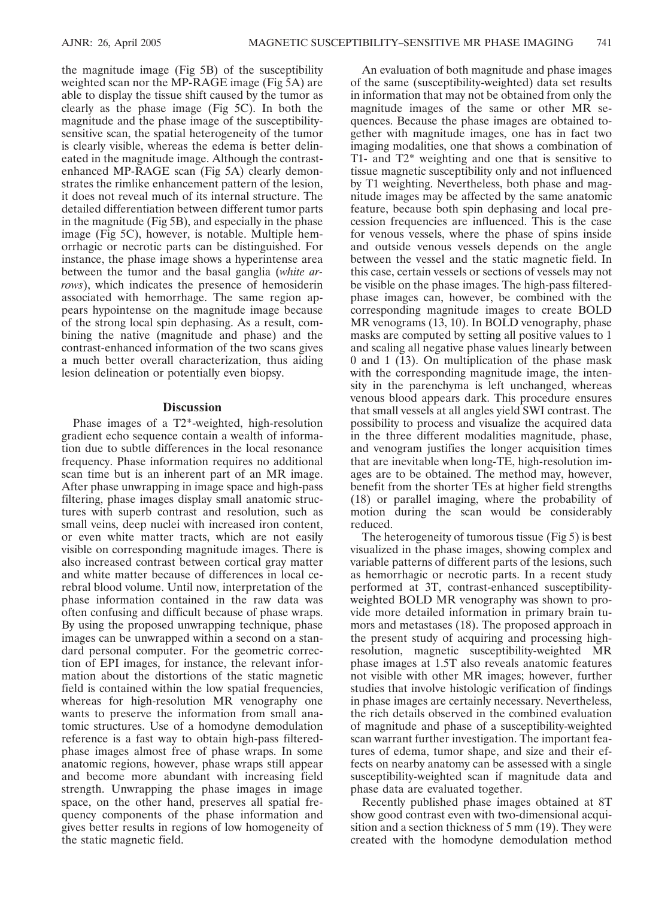the magnitude image (Fig 5B) of the susceptibility weighted scan nor the MP-RAGE image (Fig 5A) are able to display the tissue shift caused by the tumor as clearly as the phase image (Fig 5C). In both the magnitude and the phase image of the susceptibility-sensitive scan, the spatial heterogeneity of the tumor is clearly visible, whereas the edema is better delineated in the magnitude image. Although the contrast-enhanced MP-RAGE scan (Fig 5A) clearly demonstrates the rimlike enhancement pattern of the lesion, it does not reveal much of its internal structure. The detailed differentiation between different tumor parts in the magnitude (Fig 5B), and especially in the phase image (Fig 5C), however, is notable. Multiple hemorrhagic or necrotic parts can be distinguished. For instance, the phase image shows a hyperintense area between the tumor and the basal ganglia (*white arrows*), which indicates the presence of hemosiderin associated with hemorrhage. The same region appears hypointense on the magnitude image because of the strong local spin dephasing. As a result, combining the native (magnitude and phase) and the contrast-enhanced information of the two scans gives a much better overall characterization, thus aiding lesion delineation or potentially even biopsy.

## Discussion

Phase images of a T2*-weighted, high-resolution gradient echo sequence contain a wealth of information due to subtle differences in the local resonance frequency. Phase information requires no additional scan time but is an inherent part of an MR image. After phase unwrapping in image space and high-pass filtering, phase images display small anatomic structures with superb contrast and resolution, such as small veins, deep nuclei with increased iron content, or even white matter tracts, which are not easily visible on corresponding magnitude images. There is also increased contrast between cortical gray matter and white matter because of differences in local cerebral blood volume. Until now, interpretation of the phase information contained in the raw data was often confusing and difficult because of phase wraps. By using the proposed unwrapping technique, phase images can be unwrapped within a second on a standard personal computer. For the geometric correction of EPI images, for instance, the relevant information about the distortions of the static magnetic field is contained within the low spatial frequencies, whereas for high-resolution MR venography one wants to preserve the information from small anatomic structures. Use of a homodyne demodulation reference is a fast way to obtain high-pass filtered-phase images almost free of phase wraps. In some anatomic regions, however, phase wraps still appear and become more abundant with increasing field strength. Unwrapping the phase images in image space, on the other hand, preserves all spatial frequency components of the phase information and gives better results in regions of low homogeneity of the static magnetic field.

An evaluation of both magnitude and phase images of the same (susceptibility-weighted) data set results in information that may not be obtained from only the magnitude images of the same or other MR sequences. Because the phase images are obtained together with magnitude images, one has in fact two imaging modalities, one that shows a combination of T1- and T2* weighting and one that is sensitive to tissue magnetic susceptibility only and not influenced by T1 weighting. Nevertheless, both phase and magnitude images may be affected by the same anatomic feature, because both spin dephasing and local precession frequencies are influenced. This is the case for venous vessels, where the phase of spins inside and outside venous vessels depends on the angle between the vessel and the static magnetic field. In this case, certain vessels or sections of vessels may not be visible on the phase images. The high-pass filtered-phase images can, however, be combined with the corresponding magnitude images to create BOLD MR venograms (13, 10). In BOLD venography, phase masks are computed by setting all positive values to 1 and scaling all negative phase values linearly between 0 and 1 (13). On multiplication of the phase mask with the corresponding magnitude image, the intensity in the parenchyma is left unchanged, whereas venous blood appears dark. This procedure ensures that small vessels at all angles yield SWI contrast. The possibility to process and visualize the acquired data in the three different modalities magnitude, phase, and venogram justifies the longer acquisition times that are inevitable when long-TE, high-resolution images are to be obtained. The method may, however, benefit from the shorter TEs at higher field strengths (18) or parallel imaging, where the probability of motion during the scan would be considerably reduced.

The heterogeneity of tumorous tissue (Fig 5) is best visualized in the phase images, showing complex and variable patterns of different parts of the lesions, such as hemorrhagic or necrotic parts. In a recent study performed at 3T, contrast-enhanced susceptibility-weighted BOLD MR venography was shown to provide more detailed information in primary brain tumors and metastases (18). The proposed approach in the present study of acquiring and processing high-resolution, magnetic susceptibility-weighted MR phase images at 1.5T also reveals anatomic features not visible with other MR images; however, further studies that involve histologic verification of findings in phase images are certainly necessary. Nevertheless, the rich details observed in the combined evaluation of magnitude and phase of a susceptibility-weighted scan warrant further investigation. The important features of edema, tumor shape, and size and their effects on nearby anatomy can be assessed with a single susceptibility-weighted scan if magnitude data and phase data are evaluated together.

Recently published phase images obtained at 8T show good contrast even with two-dimensional acquisition and a section thickness of 5 mm (19). They were created with the homodyne demodulation method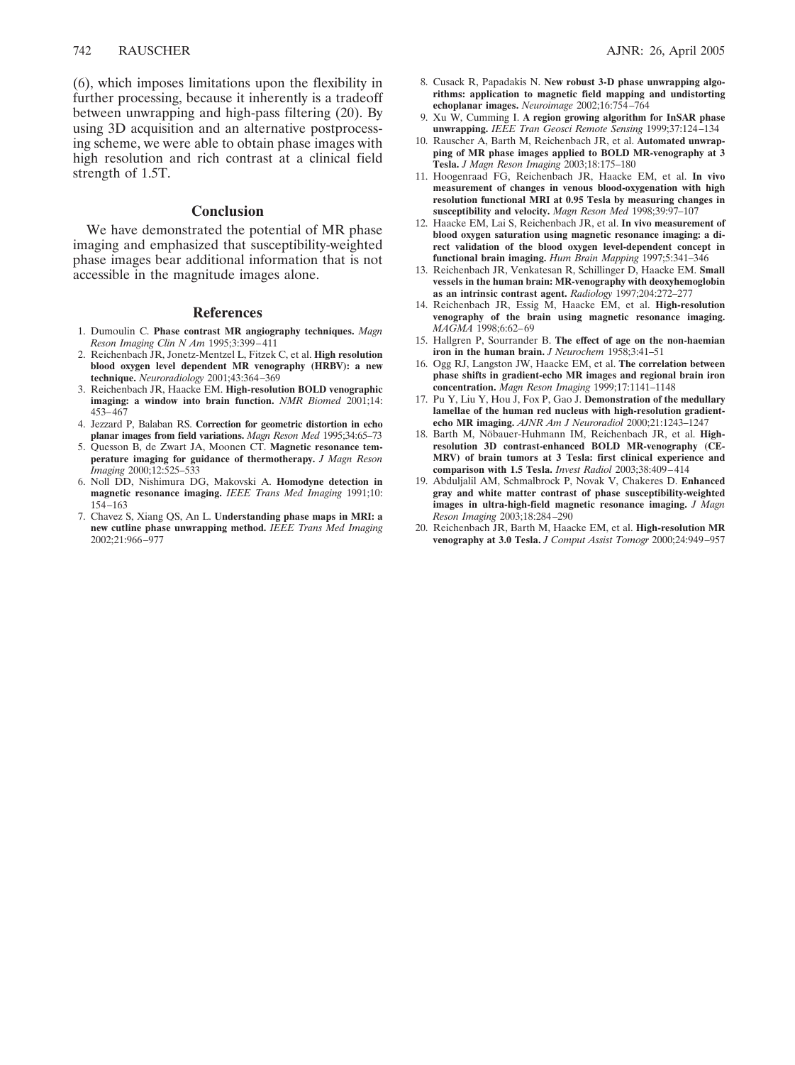(6), which imposes limitations upon the flexibility in further processing, because it inherently is a tradeoff between unwrapping and high-pass filtering (20). By using 3D acquisition and an alternative postprocessing scheme, we were able to obtain phase images with high resolution and rich contrast at a clinical field strength of 1.5T.

## Conclusion

We have demonstrated the potential of MR phase imaging and emphasized that susceptibility-weighted phase images bear additional information that is not accessible in the magnitude images alone.

## References

1. Dumoulin C. **Phase contrast MR angiography techniques.** *Magn Reson Imaging Clin N Am* 1995;3:399–411
2. Reichenbach JR, Jonetz-Mentzel L, Fitzek C, et al. **High resolution blood oxygen level dependent MR venography (HRBV): a new technique.** *Neuroradiology* 2001;43:364–369
3. Reichenbach JR, Haacke EM. **High-resolution BOLD venographic imaging: a window into brain function.** *NMR Biomed* 2001;14: 453–467
4. Jezzard P, Balaban RS. **Correction for geometric distortion in echo planar images from field variations.** *Magn Reson Med* 1995;34:65–73
5. Quesson B, de Zwart JA, Moonen CT. **Magnetic resonance temperature imaging for guidance of thermotherapy.** *J Magn Reson Imaging* 2000;12:525–533
6. Noll DD, Nishimura DG, Makovski A. **Homodyne detection in magnetic resonance imaging.** *IEEE Trans Med Imaging* 1991;10: 154–163
7. Chavez S, Xiang QS, An L. **Understanding phase maps in MRI: a new cutline phase unwrapping method.** *IEEE Trans Med Imaging* 2002;21:966–977
8. Cusack R, Papadakis N. **New robust 3-D phase unwrapping algorithms: application to magnetic field mapping and undistorting echoplanar images.** *Neuroimage* 2002;16:754–764
9. Xu W, Cumming I. **A region growing algorithm for InSAR phase unwrapping.** *IEEE Tran Geosci Remote Sensing* 1999;37:124–134
10. Rauscher A, Barth M, Reichenbach JR, et al. **Automated unwrapping of MR phase images applied to BOLD MR-venography at 3 Tesla.** *J Magn Reson Imaging* 2003;18:175–180
11. Hoogenraad FG, Reichenbach JR, Haacke EM, et al. **In vivo measurement of changes in venous blood-oxygenation with high resolution functional MRI at 0.95 Tesla by measuring changes in susceptibility and velocity.** *Magn Reson Med* 1998;39:97–107
12. Haacke EM, Lai S, Reichenbach JR, et al. **In vivo measurement of blood oxygen saturation using magnetic resonance imaging: a direct validation of the blood oxygen level-dependent concept in functional brain imaging.** *Hum Brain Mapping* 1997;5:341–346
13. Reichenbach JR, Venkatesan R, Schillinger D, Haacke EM. **Small vessels in the human brain: MR-venography with deoxyhemoglobin as an intrinsic contrast agent.** *Radiology* 1997;204:272–277
14. Reichenbach JR, Essig M, Haacke EM, et al. **High-resolution venography of the brain using magnetic resonance imaging.** *MAGMA* 1998;6:62–69
15. Hallgren P, Sourrander B. **The effect of age on the non-haemian iron in the human brain.** *J Neurochem* 1958;3:41–51
16. Ogg RJ, Langston JW, Haacke EM, et al. **The correlation between phase shifts in gradient-echo MR images and regional brain iron concentration.** *Magn Reson Imaging* 1999;17:1141–1148
17. Pu Y, Liu Y, Hou J, Fox P, Gao J. **Demonstration of the medullary lamellae of the human red nucleus with high-resolution gradient-echo MR imaging.** *AJNR Am J Neuroradiol* 2000;21:1243–1247
18. Barth M, Nöbauer-Huhmann IM, Reichenbach JR, et al. **High-resolution 3D contrast-enhanced BOLD MR-venography (CE-MRV) of brain tumors at 3 Tesla: first clinical experience and comparison with 1.5 Tesla.** *Invest Radiol* 2003;38:409–414
19. Abduljalil AM, Schmalbrock P, Novak V, Chakeres D. **Enhanced gray and white matter contrast of phase susceptibility-weighted images in ultra-high-field magnetic resonance imaging.** *J Magn Reson Imaging* 2003;18:284–290
20. Reichenbach JR, Barth M, Haacke EM, et al. **High-resolution MR venography at 3.0 Tesla.** *J Comput Assist Tomogr* 2000;24:949–957